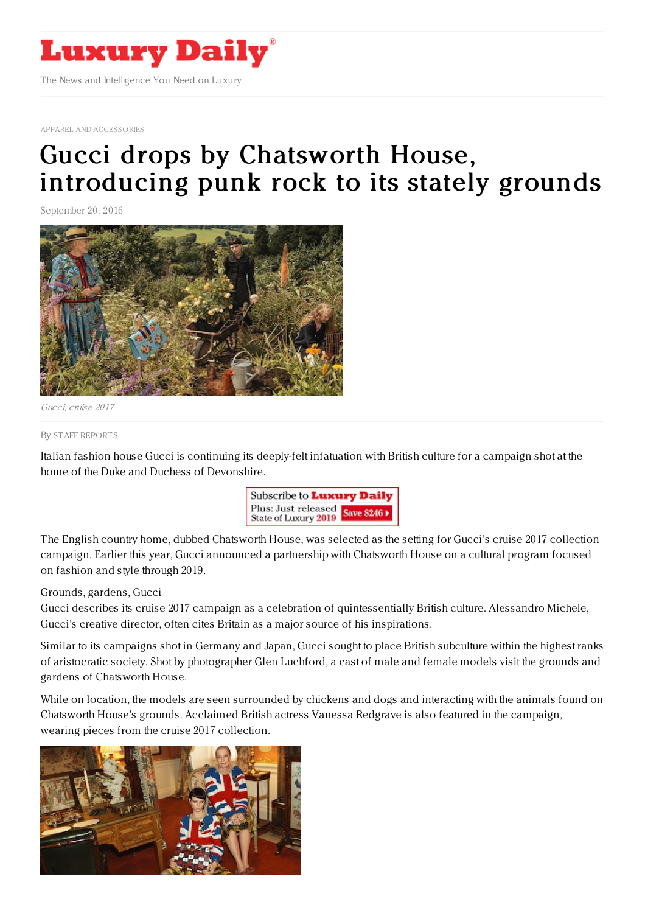# Luxury Daily

The News and Intelligence You Need on Luxury

APPAREL AND ACCESSORIES

# Gucci drops by Chatsworth House, introducing punk rock to its stately grounds

September 20, 2016

*Gucci, cruise 2017*

By STAFF REPORTS

Italian fashion house Gucci is continuing its deeply-felt infatuation with British culture for a campaign shot at the home of the Duke and Duchess of Devonshire.

The English country home, dubbed Chatsworth House, was selected as the setting for Gucci's cruise 2017 collection campaign. Earlier this year, Gucci announced a partnership with Chatsworth House on a cultural program focused on fashion and style through 2019.

Grounds, gardens, Gucci

Gucci describes its cruise 2017 campaign as a celebration of quintessentially British culture. Alessandro Michele, Gucci's creative director, often cites Britain as a major source of his inspirations.

Similar to its campaigns shot in Germany and Japan, Gucci sought to place British subculture within the highest ranks of aristocratic society. Shot by photographer Glen Luchford, a cast of male and female models visit the grounds and gardens of Chatsworth House.

While on location, the models are seen surrounded by chickens and dogs and interacting with the animals found on Chatsworth House's grounds. Acclaimed British actress Vanessa Redgrave is also featured in the campaign, wearing pieces from the cruise 2017 collection.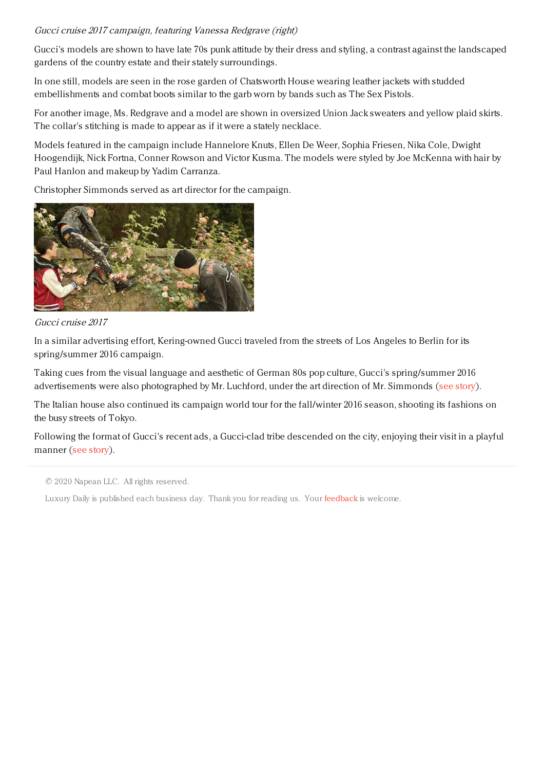*Gucci cruise 2017 campaign, featuring Vanessa Redgrave (right)*

Gucci's models are shown to have late 70s punk attitude by their dress and styling, a contrast against the landscaped gardens of the country estate and their stately surroundings.

In one still, models are seen in the rose garden of Chatsworth House wearing leather jackets with studded embellishments and combat boots similar to the garb worn by bands such as The Sex Pistols.

For another image, Ms. Redgrave and a model are shown in oversized Union Jack sweaters and yellow plaid skirts. The collar's stitching is made to appear as if it were a stately necklace.

Models featured in the campaign include Hannelore Knuts, Ellen De Weer, Sophia Friesen, Nika Cole, Dwight Hoogendijk, Nick Fortna, Conner Rowson and Victor Kusma. The models were styled by Joe McKenna with hair by Paul Hanlon and makeup by Yadim Carranza.

Christopher Simmonds served as art director for the campaign.

*Gucci cruise 2017*

In a similar advertising effort, Kering-owned Gucci traveled from the streets of Los Angeles to Berlin for its spring/summer 2016 campaign.

Taking cues from the visual language and aesthetic of German 80s pop culture, Gucci's spring/summer 2016 advertisements were also photographed by Mr. Luchford, under the art direction of Mr. Simmonds (see story).

The Italian house also continued its campaign world tour for the fall/winter 2016 season, shooting its fashions on the busy streets of Tokyo.

Following the format of Gucci's recent ads, a Gucci-clad tribe descended on the city, enjoying their visit in a playful manner (see story).

© 2020 Napean LLC. All rights reserved.

Luxury Daily is published each business day. Thank you for reading us. Your feedback is welcome.